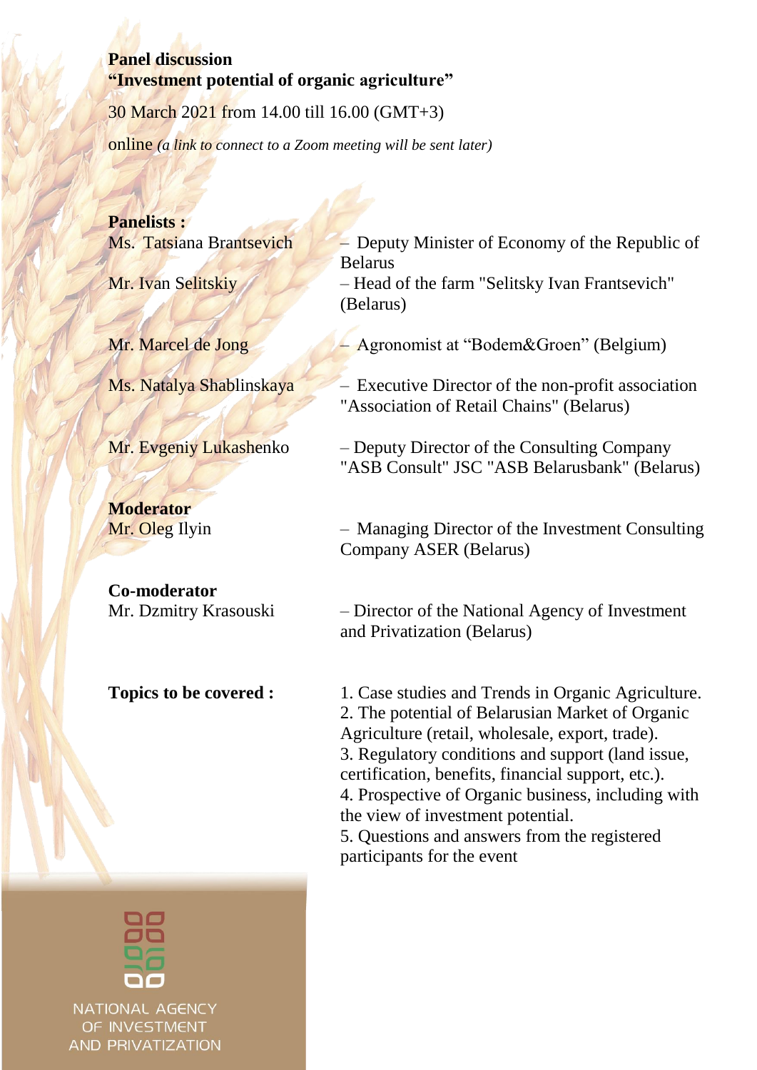**Panel discussion**
**"Investment potential of organic agriculture"**

30 March 2021 from 14.00 till 16.00 (GMT+3)

online *(a link to connect to a Zoom meeting will be sent later)*

**Panelists :**

Ms. Tatsiana Brantsevich – Deputy Minister of Economy of the Republic of Belarus

Mr. Ivan Selitskiy – Head of the farm "Selitsky Ivan Frantsevich" (Belarus)

Mr. Marcel de Jong – Agronomist at "Bodem&Groen" (Belgium)

Ms. Natalya Shablinskaya – Executive Director of the non-profit association "Association of Retail Chains" (Belarus)

Mr. Evgeniy Lukashenko – Deputy Director of the Consulting Company "ASB Consult" JSC "ASB Belarusbank" (Belarus)

**Moderator**

Mr. Oleg Ilyin – Managing Director of the Investment Consulting Company ASER (Belarus)

**Co-moderator**

Mr. Dzmitry Krasouski – Director of the National Agency of Investment and Privatization (Belarus)

**Topics to be covered :**

1. Case studies and Trends in Organic Agriculture.
2. The potential of Belarusian Market of Organic Agriculture (retail, wholesale, export, trade).
3. Regulatory conditions and support (land issue, certification, benefits, financial support, etc.).
4. Prospective of Organic business, including with the view of investment potential.
5. Questions and answers from the registered participants for the event

NATIONAL AGENCY OF INVESTMENT AND PRIVATIZATION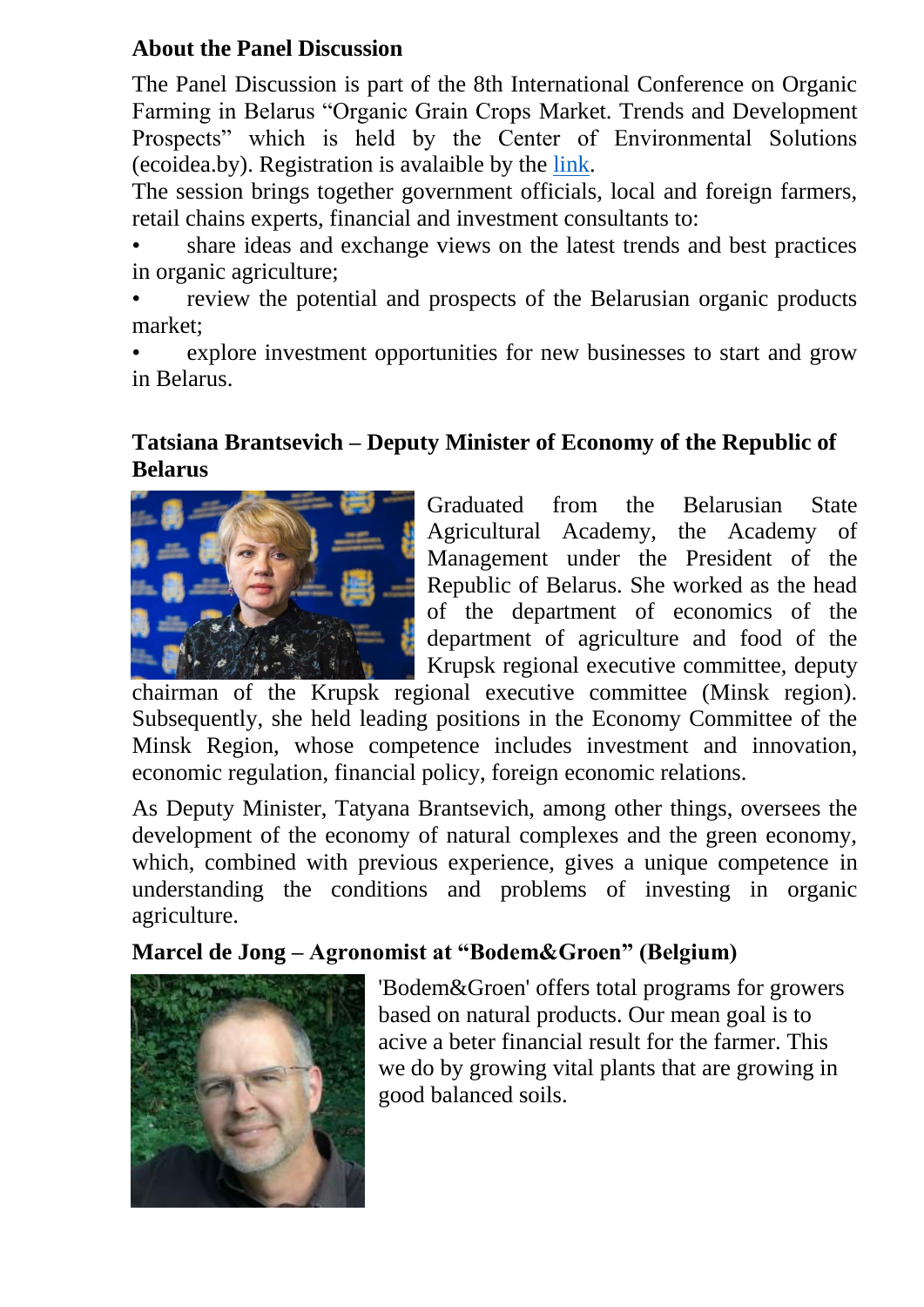## About the Panel Discussion

The Panel Discussion is part of the 8th International Conference on Organic Farming in Belarus "Organic Grain Crops Market. Trends and Development Prospects" which is held by the Center of Environmental Solutions (ecoidea.by). Registration is avalaible by the link.

The session brings together government officials, local and foreign farmers, retail chains experts, financial and investment consultants to:

- share ideas and exchange views on the latest trends and best practices in organic agriculture;
- review the potential and prospects of the Belarusian organic products market;
- explore investment opportunities for new businesses to start and grow in Belarus.

### Tatsiana Brantsevich – Deputy Minister of Economy of the Republic of Belarus

Graduated from the Belarusian State Agricultural Academy, the Academy of Management under the President of the Republic of Belarus. She worked as the head of the department of economics of the department of agriculture and food of the Krupsk regional executive committee, deputy chairman of the Krupsk regional executive committee (Minsk region). Subsequently, she held leading positions in the Economy Committee of the Minsk Region, whose competence includes investment and innovation, economic regulation, financial policy, foreign economic relations.

As Deputy Minister, Tatyana Brantsevich, among other things, oversees the development of the economy of natural complexes and the green economy, which, combined with previous experience, gives a unique competence in understanding the conditions and problems of investing in organic agriculture.

### Marcel de Jong – Agronomist at "Bodem&Groen" (Belgium)

'Bodem&Groen' offers total programs for growers based on natural products. Our mean goal is to acive a beter financial result for the farmer. This we do by growing vital plants that are growing in good balanced soils.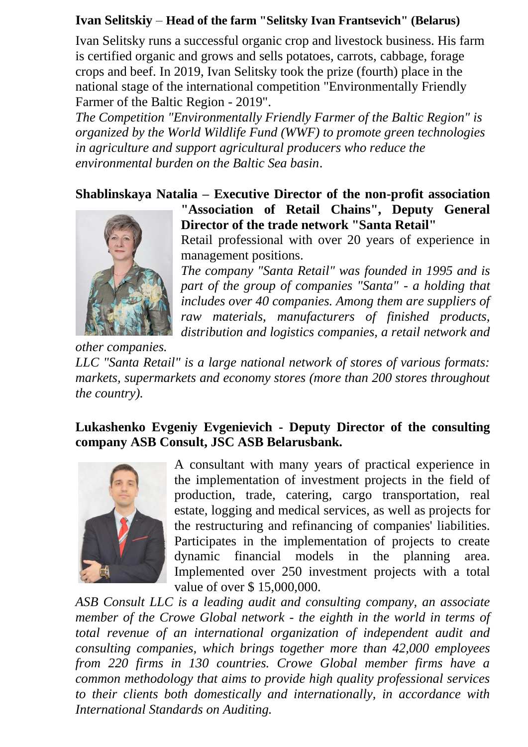**Ivan Selitskiy** – **Head of the farm "Selitsky Ivan Frantsevich" (Belarus)**

Ivan Selitsky runs a successful organic crop and livestock business. His farm is certified organic and grows and sells potatoes, carrots, cabbage, forage crops and beef. In 2019, Ivan Selitsky took the prize (fourth) place in the national stage of the international competition "Environmentally Friendly Farmer of the Baltic Region - 2019".

*The Competition "Environmentally Friendly Farmer of the Baltic Region" is organized by the World Wildlife Fund (WWF) to promote green technologies in agriculture and support agricultural producers who reduce the environmental burden on the Baltic Sea basin*.

**Shablinskaya Natalia – Executive Director of the non-profit association "Association of Retail Chains", Deputy General Director of the trade network "Santa Retail"**

Retail professional with over 20 years of experience in management positions.

*The company "Santa Retail" was founded in 1995 and is part of the group of companies "Santa" - a holding that includes over 40 companies. Among them are suppliers of raw materials, manufacturers of finished products, distribution and logistics companies, a retail network and other companies.*

*LLC "Santa Retail" is a large national network of stores of various formats: markets, supermarkets and economy stores (more than 200 stores throughout the country).*

**Lukashenko Evgeniy Evgenievich - Deputy Director of the consulting company ASB Consult, JSC ASB Belarusbank.**

A consultant with many years of practical experience in the implementation of investment projects in the field of production, trade, catering, cargo transportation, real estate, logging and medical services, as well as projects for the restructuring and refinancing of companies' liabilities. Participates in the implementation of projects to create dynamic financial models in the planning area. Implemented over 250 investment projects with a total value of over $ 15,000,000.

*ASB Consult LLC is a leading audit and consulting company, an associate member of the Crowe Global network - the eighth in the world in terms of total revenue of an international organization of independent audit and consulting companies, which brings together more than 42,000 employees from 220 firms in 130 countries. Crowe Global member firms have a common methodology that aims to provide high quality professional services to their clients both domestically and internationally, in accordance with International Standards on Auditing.*